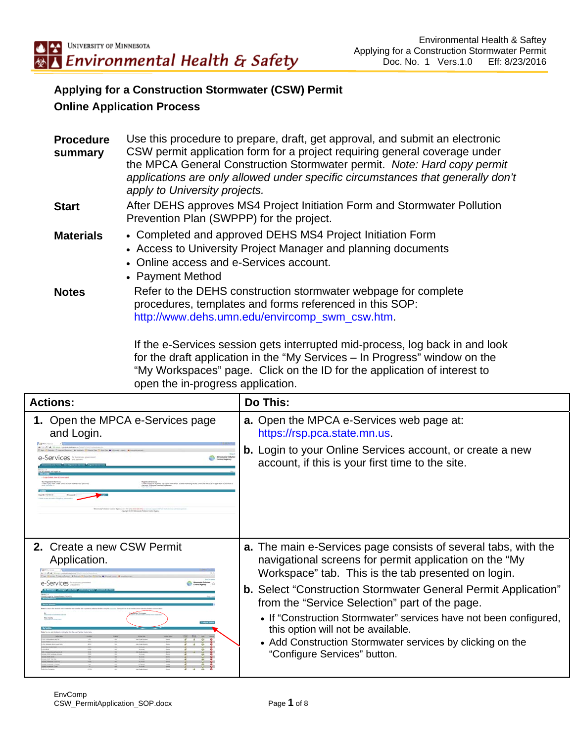## Applying for a Construction Stormwater (CSW) Permit

### Online Application Process

**Procedure summary** Use this procedure to prepare, draft, get approval, and submit an electronic CSW permit application form for a project requiring general coverage under the MPCA General Construction Stormwater permit. *Note: Hard copy permit applications are only allowed under specific circumstances that generally don't apply to University projects.*

**Start** After DEHS approves MS4 Project Initiation Form and Stormwater Pollution Prevention Plan (SWPPP) for the project.

**Materials**

- Completed and approved DEHS MS4 Project Initiation Form
- Access to University Project Manager and planning documents
- Online access and e-Services account.
- Payment Method

**Notes** Refer to the DEHS construction stormwater webpage for complete procedures, templates and forms referenced in this SOP: http://www.dehs.umn.edu/envircomp_swm_csw.htm.

If the e-Services session gets interrupted mid-process, log back in and look for the draft application in the "My Services – In Progress" window on the "My Workspaces" page. Click on the ID for the application of interest to open the in-progress application.

| Actions: | Do This: |
|---|---|
| **1.** Open the MPCA e-Services page and Login. | **a.** Open the MPCA e-Services web page at: https://rsp.pca.state.mn.us.<br>**b.** Login to your Online Services account, or create a new account, if this is your first time to the site. |
| **2.** Create a new CSW Permit Application. | **a.** The main e-Services page consists of several tabs, with the navigational screens for permit application on the "My Workspace" tab. This is the tab presented on login.<br>**b.** Select "Construction Stormwater General Permit Application" from the "Service Selection" part of the page.<br>• If "Construction Stormwater" services have not been configured, this option will not be available.<br>• Add Construction Stormwater services by clicking on the "Configure Services" button. |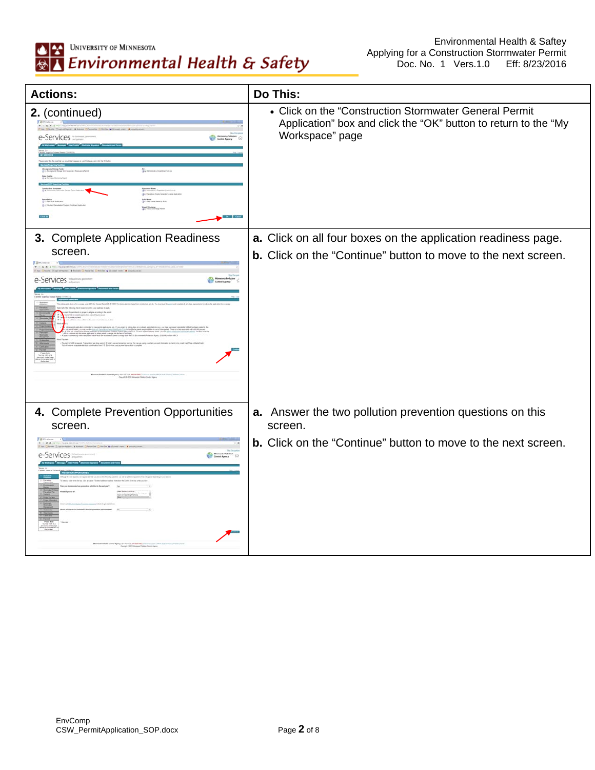| Actions: | Do This: |
|---|---|
| **2.** (continued) | • Click on the “Construction Stormwater General Permit Application” box and click the “OK” button to return to the “My Workspace” page |
| **3.** Complete Application Readiness screen. | **a.** Click on all four boxes on the application readiness page.<br>**b.** Click on the “Continue” button to move to the next screen. |
| **4.** Complete Prevention Opportunities screen. | **a.** Answer the two pollution prevention questions on this screen.<br>**b.** Click on the “Continue” button to move to the next screen. |

EnvComp
CSW_PermitApplication_SOP.docx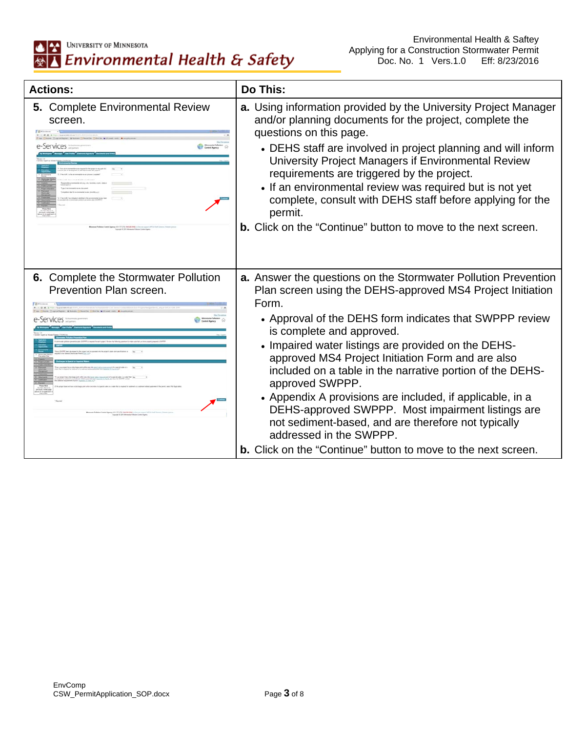| Actions: | Do This: |
|---|---|
| **5.** Complete Environmental Review screen. | **a.** Using information provided by the University Project Manager and/or planning documents for the project, complete the questions on this page.<br>• DEHS staff are involved in project planning and will inform University Project Managers if Environmental Review requirements are triggered by the project.<br>• If an environmental review was required but is not yet complete, consult with DEHS staff before applying for the permit.<br>**b.** Click on the "Continue" button to move to the next screen. |
| **6.** Complete the Stormwater Pollution Prevention Plan screen. | **a.** Answer the questions on the Stormwater Pollution Prevention Plan screen using the DEHS-approved MS4 Project Initiation Form.<br>• Approval of the DEHS form indicates that SWPPP review is complete and approved.<br>• Impaired water listings are provided on the DEHS-approved MS4 Project Initiation Form and are also included on a table in the narrative portion of the DEHS-approved SWPPP.<br>• Appendix A provisions are included, if applicable, in a DEHS-approved SWPPP. Most impairment listings are not sediment-based, and are therefore not typically addressed in the SWPPP.<br>**b.** Click on the "Continue" button to move to the next screen. |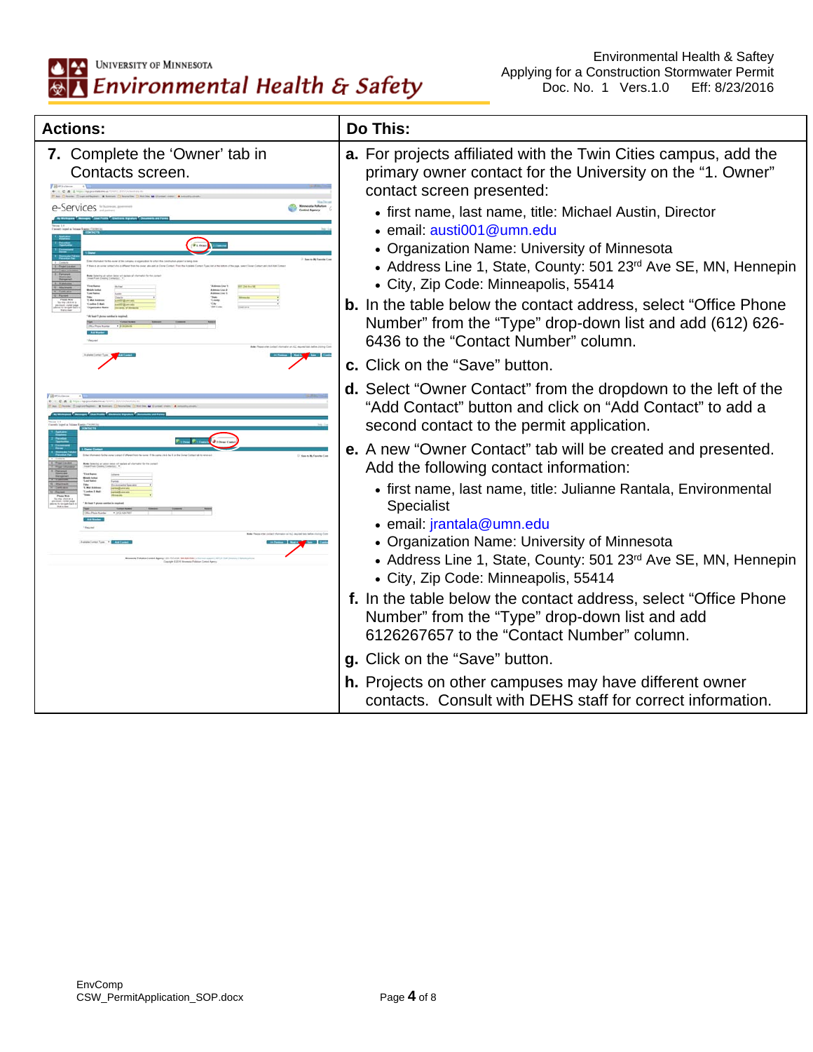| Actions: | Do This: |
| --- | --- |
| **7.** Complete the 'Owner' tab in Contacts screen. | **a.** For projects affiliated with the Twin Cities campus, add the primary owner contact for the University on the "1. Owner" contact screen presented:<br>• first name, last name, title: Michael Austin, Director<br>• email: austi001@umn.edu<br>• Organization Name: University of Minnesota<br>• Address Line 1, State, County: 501 23rd Ave SE, MN, Hennepin<br>• City, Zip Code: Minneapolis, 55414<br>**b.** In the table below the contact address, select "Office Phone Number" from the "Type" drop-down list and add (612) 626-6436 to the "Contact Number" column.<br>**c.** Click on the "Save" button.<br>**d.** Select "Owner Contact" from the dropdown to the left of the "Add Contact" button and click on "Add Contact" to add a second contact to the permit application.<br>**e.** A new "Owner Contact" tab will be created and presented. Add the following contact information:<br>• first name, last name, title: Julianne Rantala, Environmental Specialist<br>• email: jrantala@umn.edu<br>• Organization Name: University of Minnesota<br>• Address Line 1, State, County: 501 23rd Ave SE, MN, Hennepin<br>• City, Zip Code: Minneapolis, 55414<br>**f.** In the table below the contact address, select "Office Phone Number" from the "Type" drop-down list and add 6126267657 to the "Contact Number" column.<br>**g.** Click on the "Save" button.<br>**h.** Projects on other campuses may have different owner contacts. Consult with DEHS staff for correct information. |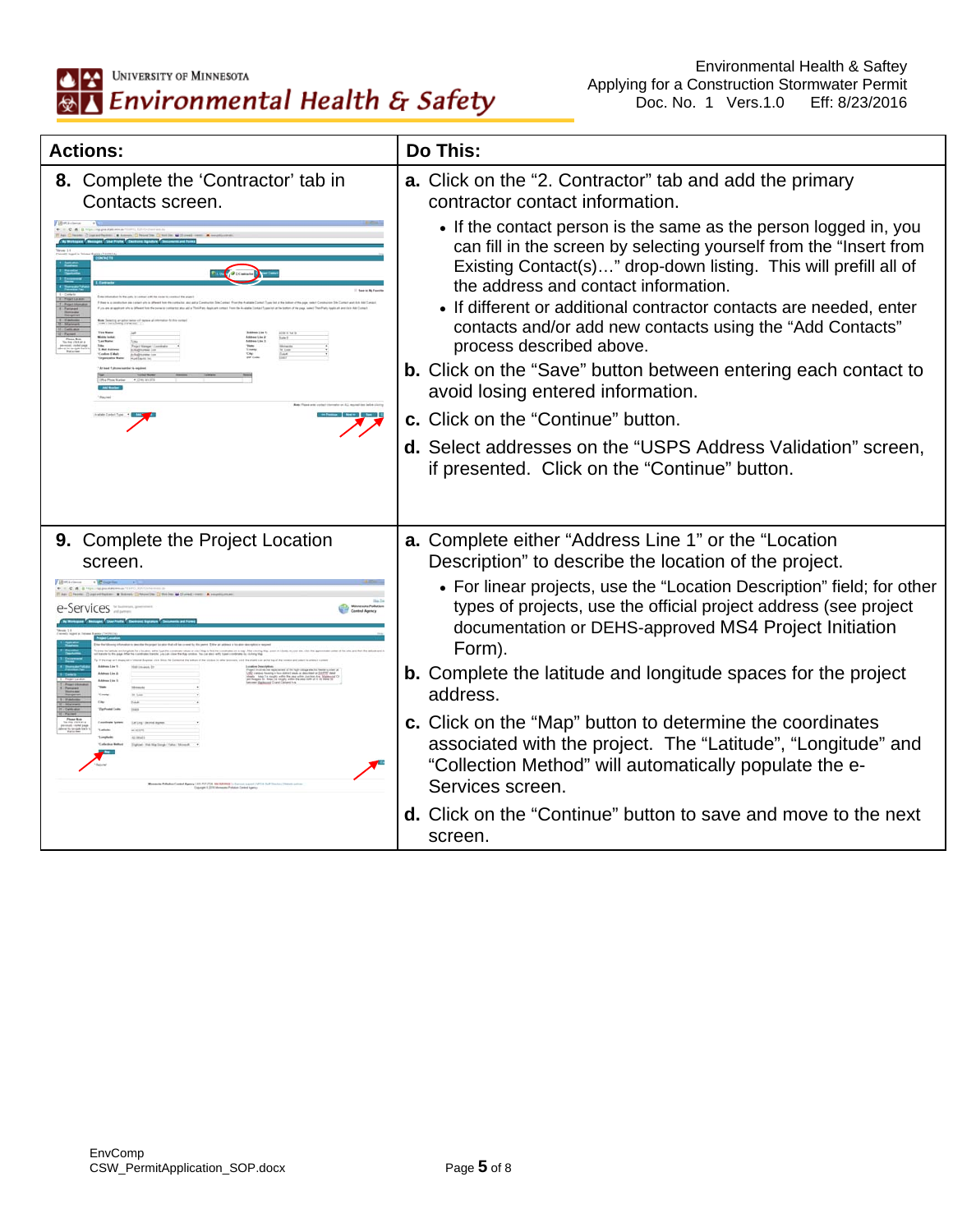| Actions: | Do This: |
|---|---|
| **8.** Complete the 'Contractor' tab in Contacts screen. | **a.** Click on the "2. Contractor" tab and add the primary contractor contact information.<br>• If the contact person is the same as the person logged in, you can fill in the screen by selecting yourself from the "Insert from Existing Contact(s)…" drop-down listing. This will prefill all of the address and contact information.<br>• If different or additional contractor contacts are needed, enter contacts and/or add new contacts using the "Add Contacts" process described above.<br>**b.** Click on the "Save" button between entering each contact to avoid losing entered information.<br>**c.** Click on the "Continue" button.<br>**d.** Select addresses on the "USPS Address Validation" screen, if presented. Click on the "Continue" button. |
| **9.** Complete the Project Location screen. | **a.** Complete either "Address Line 1" or the "Location Description" to describe the location of the project.<br>• For linear projects, use the "Location Description" field; for other types of projects, use the official project address (see project documentation or DEHS-approved MS4 Project Initiation Form).<br>**b.** Complete the latitude and longitude spaces for the project address.<br>**c.** Click on the "Map" button to determine the coordinates associated with the project. The "Latitude", "Longitude" and "Collection Method" will automatically populate the e-Services screen.<br>**d.** Click on the "Continue" button to save and move to the next screen. |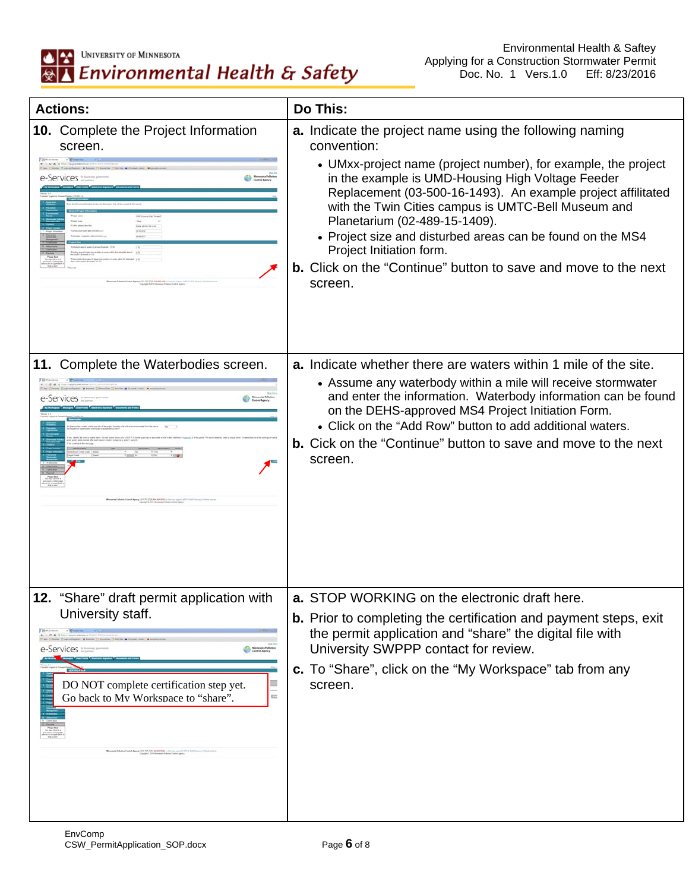| Actions: | Do This: |
|---|---|
| **10.** Complete the Project Information screen. | **a.** Indicate the project name using the following naming convention:<br>• UMxx-project name (project number), for example, the project in the example is UMD-Housing High Voltage Feeder Replacement (03-500-16-1493). An example project affiliated with the Twin Cities campus is UMTC-Bell Museum and Planetarium (02-489-15-1409).<br>• Project size and disturbed areas can be found on the MS4 Project Initiation form.<br>**b.** Click on the “Continue” button to save and move to the next screen. |
| **11.** Complete the Waterbodies screen. | **a.** Indicate whether there are waters within 1 mile of the site.<br>• Assume any waterbody within a mile will receive stormwater and enter the information. Waterbody information can be found on the DEHS-approved MS4 Project Initiation Form.<br>• Click on the “Add Row” button to add additional waters.<br>**b.** Cick on the “Continue” button to save and move to the next screen. |
| **12.** “Share” draft permit application with University staff.<br><br>DO NOT complete certification step yet. Go back to My Workspace to “share”. | **a.** STOP WORKING on the electronic draft here.<br>**b.** Prior to completing the certification and payment steps, exit the permit application and “share” the digital file with University SWPPP contact for review.<br>**c.** To “Share”, click on the “My Workspace” tab from any screen. |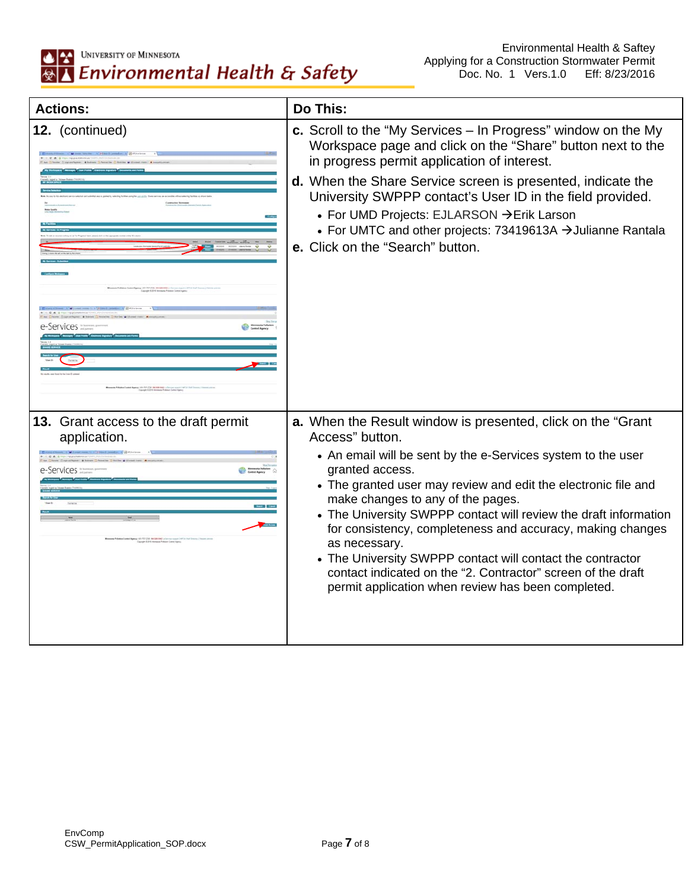| Actions: | Do This: |
|---|---|
| **12.** (continued) | **c.** Scroll to the “My Services – In Progress” window on the My Workspace page and click on the “Share” button next to the in progress permit application of interest.<br>**d.** When the Share Service screen is presented, indicate the University SWPPP contact’s User ID in the field provided.<br>• For UMD Projects: EJLARSON →Erik Larson<br>• For UMTC and other projects: 73419613A →Julianne Rantala<br>**e.** Click on the “Search” button. |
| **13.** Grant access to the draft permit application. | **a.** When the Result window is presented, click on the “Grant Access.” button.<br>• An email will be sent by the e-Services system to the user granted access.<br>• The granted user may review and edit the electronic file and make changes to any of the pages.<br>• The University SWPPP contact will review the draft information for consistency, completeness and accuracy, making changes as necessary.<br>• The University SWPPP contact will contact the contractor contact indicated on the “2. Contractor” screen of the draft permit application when review has been completed. |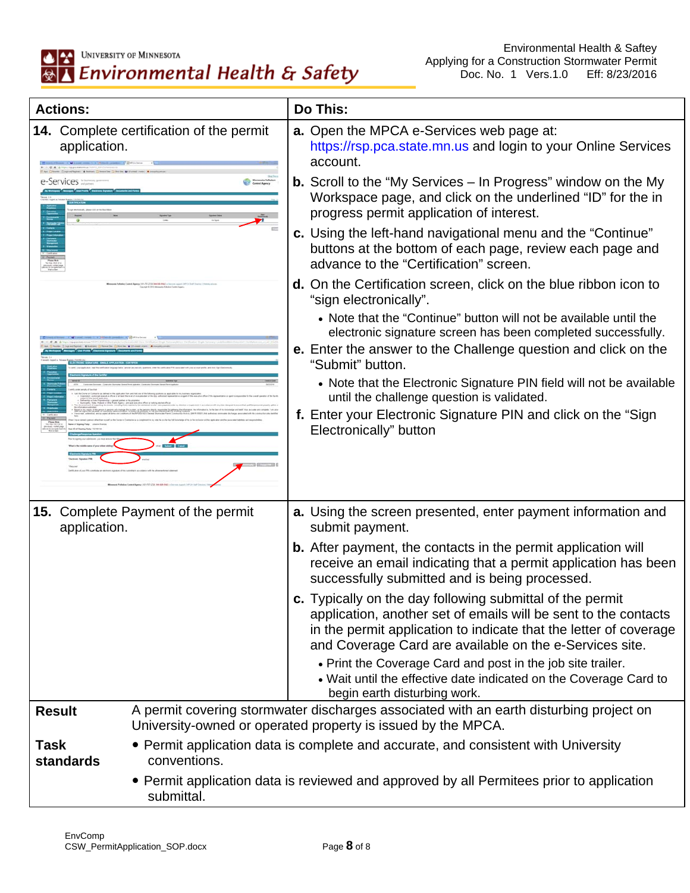| Actions: | Do This: |
| --- | --- |
| **14.** Complete certification of the permit application. | **a.** Open the MPCA e-Services web page at: https://rsp.pca.state.mn.us and login to your Online Services account.<br>**b.** Scroll to the "My Services – In Progress" window on the My Workspace page, and click on the underlined "ID" for the in progress permit application of interest.<br>**c.** Using the left-hand navigational menu and the "Continue" buttons at the bottom of each page, review each page and advance to the "Certification" screen.<br>**d.** On the Certification screen, click on the blue ribbon icon to "sign electronically".<br>• Note that the "Continue" button will not be available until the electronic signature screen has been completed successfully.<br>**e.** Enter the answer to the Challenge question and click on the "Submit" button.<br>• Note that the Electronic Signature PIN field will not be available until the challenge question is validated.<br>**f.** Enter your Electronic Signature PIN and click on the "Sign Electronically" button |
| **15.** Complete Payment of the permit application. | **a.** Using the screen presented, enter payment information and submit payment.<br>**b.** After payment, the contacts in the permit application will receive an email indicating that a permit application has been successfully submitted and is being processed.<br>**c.** Typically on the day following submittal of the permit application, another set of emails will be sent to the contacts in the permit application to indicate that the letter of coverage and Coverage Card are available on the e-Services site.<br>• Print the Coverage Card and post in the job site trailer.<br>• Wait until the effective date indicated on the Coverage Card to begin earth disturbing work. |

| | |
| --- | --- |
| **Result** | A permit covering stormwater discharges associated with an earth disturbing project on University-owned or operated property is issued by the MPCA. |
| **Task standards** | • Permit application data is complete and accurate, and consistent with University conventions.<br>• Permit application data is reviewed and approved by all Permitees prior to application submittal. |